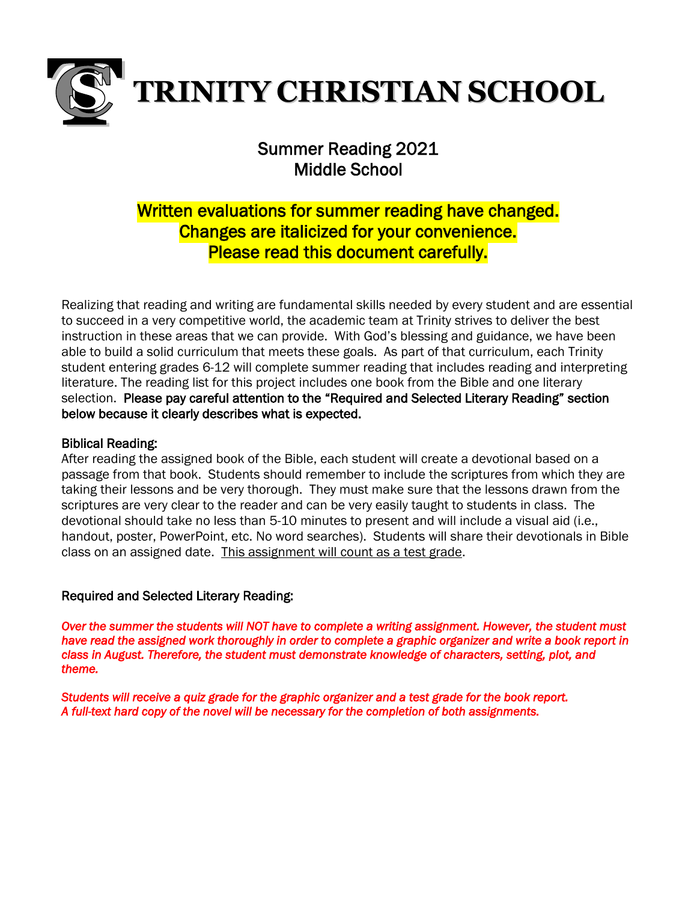# TRINITY CHRISTIAN SCHOOL

## Summary Reading 2021
## Middle School

**Written evaluations for summer reading have changed.**
**Changes are italicized for your convenience.**
**Please read this document carefully.**

Realizing that reading and writing are fundamental skills needed by every student and are essential to succeed in a very competitive world, the academic team at Trinity strives to deliver the best instruction in these areas that we can provide. With God's blessing and guidance, we have been able to build a solid curriculum that meets these goals. As part of that curriculum, each Trinity student entering grades 6-12 will complete summer reading that includes reading and interpreting literature. The reading list for this project includes one book from the Bible and one literary selection. **Please pay careful attention to the "Required and Selected Literary Reading" section below because it clearly describes what is expected.**

### Biblical Reading:

After reading the assigned book of the Bible, each student will create a devotional based on a passage from that book. Students should remember to include the scriptures from which they are taking their lessons and be very thorough. They must make sure that the lessons drawn from the scriptures are very clear to the reader and can be very easily taught to students in class. The devotional should take no less than 5-10 minutes to present and will include a visual aid (i.e., handout, poster, PowerPoint, etc. No word searches). Students will share their devotionals in Bible class on an assigned date. <u>This assignment will count as a test grade</u>.

### Required and Selected Literary Reading:

***Over the summer the students will NOT have to complete a writing assignment. However, the student must have read the assigned work thoroughly in order to complete a graphic organizer and write a book report in class in August. Therefore, the student must demonstrate knowledge of characters, setting, plot, and theme.***

***Students will receive a quiz grade for the graphic organizer and a test grade for the book report. A full-text hard copy of the novel will be necessary for the completion of both assignments.***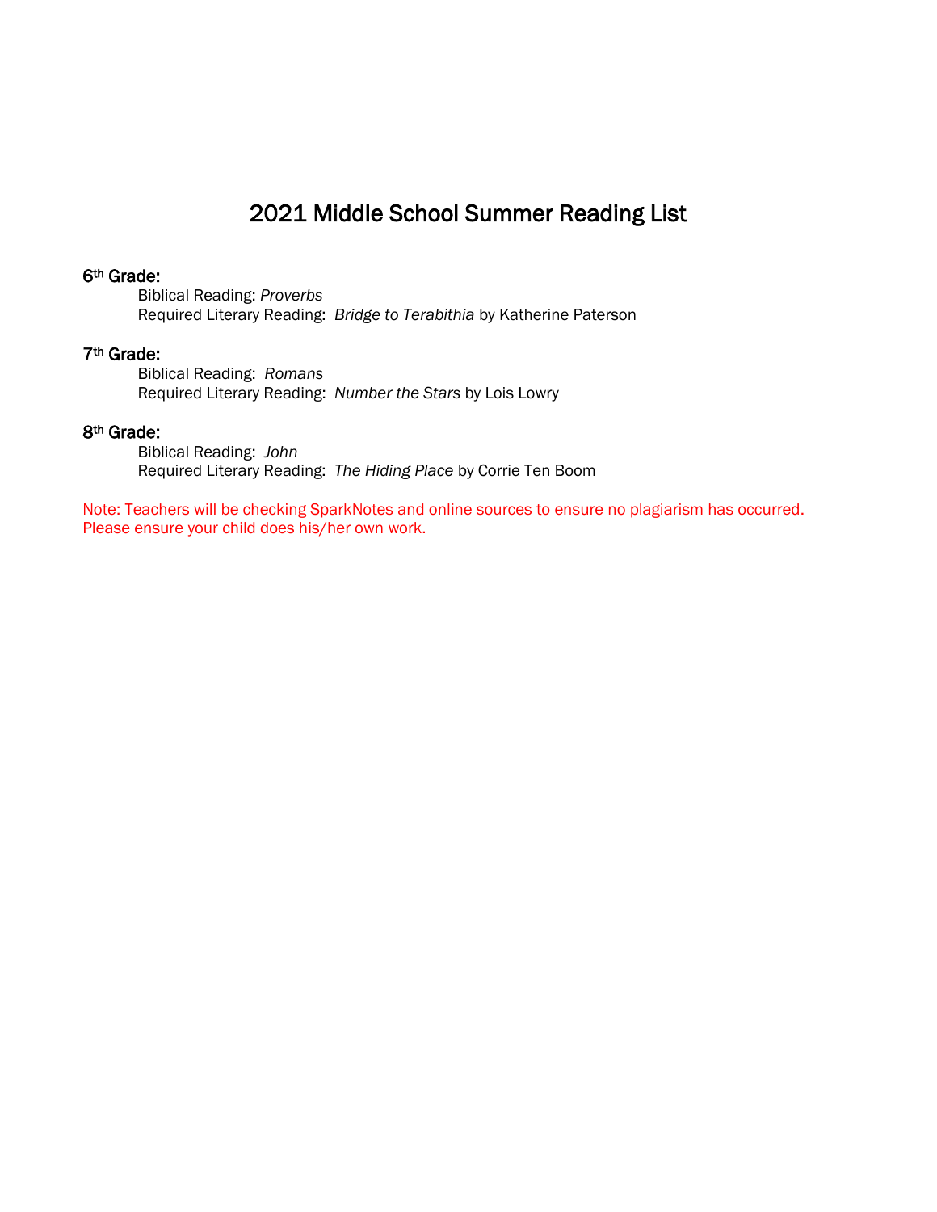# 2021 Middle School Summer Reading List

### 6th Grade:

Biblical Reading: *Proverbs*
Required Literary Reading: *Bridge to Terabithia* by Katherine Paterson

### 7th Grade:

Biblical Reading: *Romans*
Required Literary Reading: *Number the Stars* by Lois Lowry

### 8th Grade:

Biblical Reading: *John*
Required Literary Reading: *The Hiding Place* by Corrie Ten Boom

Note: Teachers will be checking SparkNotes and online sources to ensure no plagiarism has occurred. Please ensure your child does his/her own work.